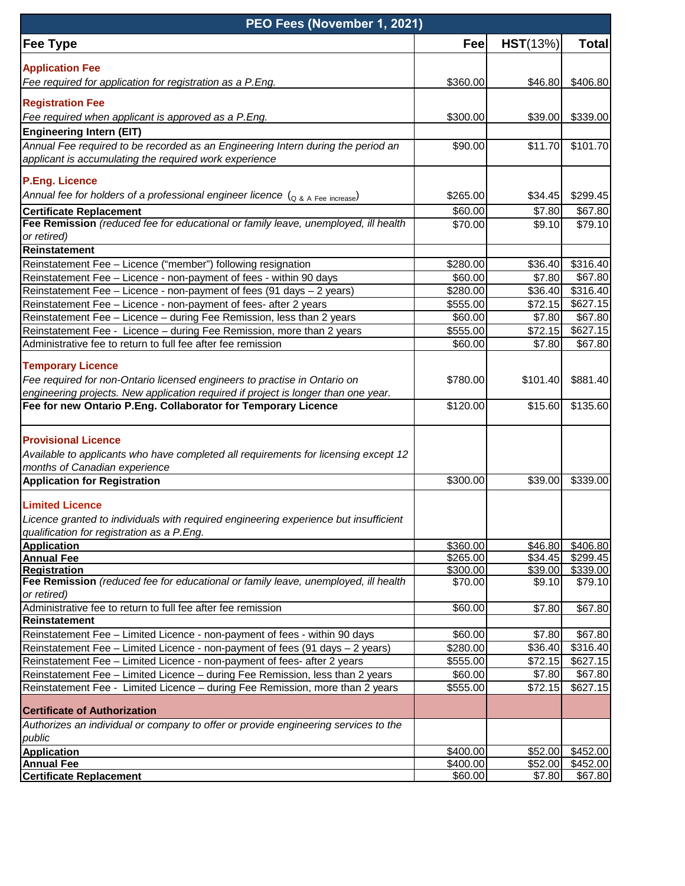| **PEO Fees (November 1, 2021)** | | | |
|---|---|---|---|
| **Fee Type** | **Fee** | **HST**(13%) | **Total** |
| **Application Fee**<br>*Fee required for application for registration as a P.Eng.* | $360.00 | $46.80 | $406.80 |
| **Registration Fee**<br>*Fee required when applicant is approved as a P.Eng.* | $300.00 | $39.00 | $339.00 |
| **Engineering Intern (EIT)** | | | |
| *Annual Fee required to be recorded as an Engineering Intern during the period an applicant is accumulating the required work experience* | $90.00 | $11.70 | $101.70 |
| **P.Eng. Licence**<br>*Annual fee for holders of a professional engineer licence* (Q & A Fee increase) | $265.00 | $34.45 | $299.45 |
| **Certificate Replacement** | $60.00 | $7.80 | $67.80 |
| **Fee Remission** *(reduced fee for educational or family leave, unemployed, ill health or retired)* | $70.00 | $9.10 | $79.10 |
| **Reinstatement** | | | |
| Reinstatement Fee – Licence ("member") following resignation | $280.00 | $36.40 | $316.40 |
| Reinstatement Fee – Licence - non-payment of fees - within 90 days | $60.00 | $7.80 | $67.80 |
| Reinstatement Fee – Licence - non-payment of fees (91 days – 2 years) | $280.00 | $36.40 | $316.40 |
| Reinstatement Fee – Licence - non-payment of fees- after 2 years | $555.00 | $72.15 | $627.15 |
| Reinstatement Fee – Licence – during Fee Remission, less than 2 years | $60.00 | $7.80 | $67.80 |
| Reinstatement Fee - Licence – during Fee Remission, more than 2 years | $555.00 | $72.15 | $627.15 |
| Administrative fee to return to full fee after fee remission | $60.00 | $7.80 | $67.80 |
| **Temporary Licence**<br>*Fee required for non-Ontario licensed engineers to practise in Ontario on engineering projects. New application required if project is longer than one year.* | $780.00 | $101.40 | $881.40 |
| **Fee for new Ontario P.Eng. Collaborator for Temporary Licence** | $120.00 | $15.60 | $135.60 |
| **Provisional Licence**<br>*Available to applicants who have completed all requirements for licensing except 12 months of Canadian experience* | | | |
| **Application for Registration** | $300.00 | $39.00 | $339.00 |
| **Limited Licence**<br>*Licence granted to individuals with required engineering experience but insufficient qualification for registration as a P.Eng.* | | | |
| **Application** | $360.00 | $46.80 | $406.80 |
| **Annual Fee** | $265.00 | $34.45 | $299.45 |
| **Registration** | $300.00 | $39.00 | $339.00 |
| **Fee Remission** *(reduced fee for educational or family leave, unemployed, ill health or retired)* | $70.00 | $9.10 | $79.10 |
| Administrative fee to return to full fee after fee remission | $60.00 | $7.80 | $67.80 |
| **Reinstatement** | | | |
| Reinstatement Fee – Limited Licence - non-payment of fees - within 90 days | $60.00 | $7.80 | $67.80 |
| Reinstatement Fee – Limited Licence - non-payment of fees (91 days – 2 years) | $280.00 | $36.40 | $316.40 |
| Reinstatement Fee – Limited Licence - non-payment of fees- after 2 years | $555.00 | $72.15 | $627.15 |
| Reinstatement Fee – Limited Licence – during Fee Remission, less than 2 years | $60.00 | $7.80 | $67.80 |
| Reinstatement Fee - Limited Licence – during Fee Remission, more than 2 years | $555.00 | $72.15 | $627.15 |
| **Certificate of Authorization** | | | |
| *Authorizes an individual or company to offer or provide engineering services to the public* | | | |
| **Application** | $400.00 | $52.00 | $452.00 |
| **Annual Fee** | $400.00 | $52.00 | $452.00 |
| **Certificate Replacement** | $60.00 | $7.80 | $67.80 |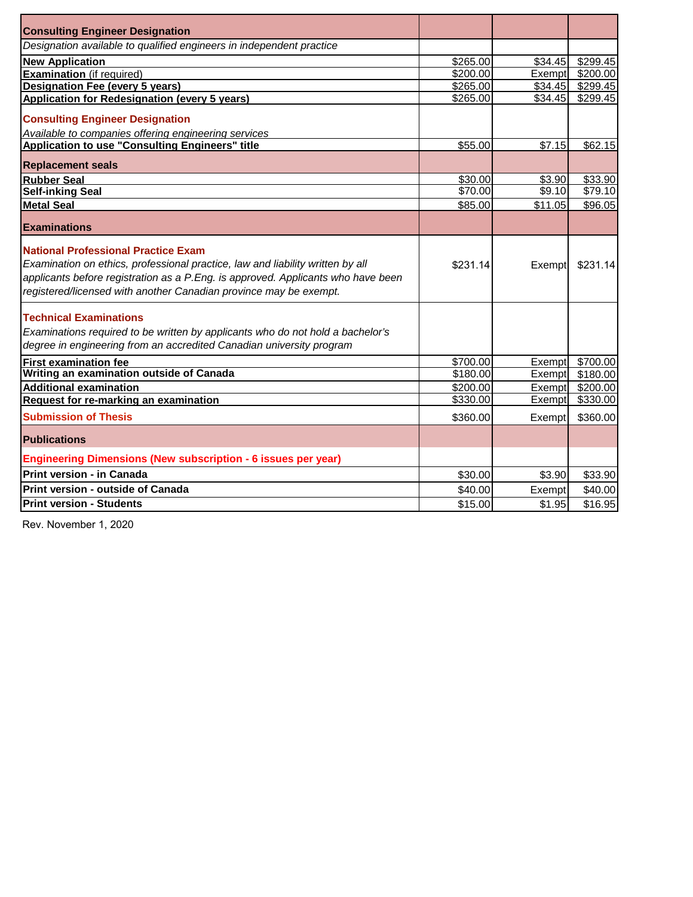| | | | |
|---|---|---|---|
| **Consulting Engineer Designation** | | | |
| *Designation available to qualified engineers in independent practice* | | | |
| **New Application** | $265.00 | $34.45 | $299.45 |
| **Examination** (if required) | $200.00 | Exempt | $200.00 |
| **Designation Fee (every 5 years)** | $265.00 | $34.45 | $299.45 |
| **Application for Redesignation (every 5 years)** | $265.00 | $34.45 | $299.45 |
| **Consulting Engineer Designation**<br>*Available to companies offering engineering services* | | | |
| **Application to use "Consulting Engineers" title** | $55.00 | $7.15 | $62.15 |
| **Replacement seals** | | | |
| **Rubber Seal** | $30.00 | $3.90 | $33.90 |
| **Self-inking Seal** | $70.00 | $9.10 | $79.10 |
| **Metal Seal** | $85.00 | $11.05 | $96.05 |
| **Examinations** | | | |
| **National Professional Practice Exam**<br>*Examination on ethics, professional practice, law and liability written by all applicants before registration as a P.Eng. is approved. Applicants who have been registered/licensed with another Canadian province may be exempt.* | $231.14 | Exempt | $231.14 |
| **Technical Examinations**<br>*Examinations required to be written by applicants who do not hold a bachelor's degree in engineering from an accredited Canadian university program* | | | |
| **First examination fee** | $700.00 | Exempt | $700.00 |
| **Writing an examination outside of Canada** | $180.00 | Exempt | $180.00 |
| **Additional examination** | $200.00 | Exempt | $200.00 |
| **Request for re-marking an examination** | $330.00 | Exempt | $330.00 |
| **Submission of Thesis** | $360.00 | Exempt | $360.00 |
| **Publications** | | | |
| **Engineering Dimensions (New subscription - 6 issues per year)** | | | |
| **Print version - in Canada** | $30.00 | $3.90 | $33.90 |
| **Print version - outside of Canada** | $40.00 | Exempt | $40.00 |
| **Print version - Students** | $15.00 | $1.95 | $16.95 |

Rev. November 1, 2020